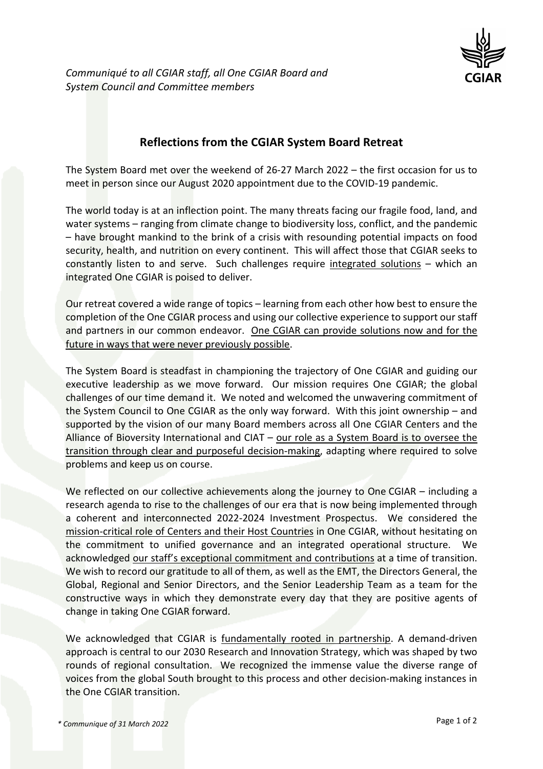*Communiqué to all CGIAR staff, all One CGIAR Board and System Council and Committee members*

## Reflections from the CGIAR System Board Retreat

The System Board met over the weekend of 26-27 March 2022 – the first occasion for us to meet in person since our August 2020 appointment due to the COVID-19 pandemic.

The world today is at an inflection point. The many threats facing our fragile food, land, and water systems – ranging from climate change to biodiversity loss, conflict, and the pandemic – have brought mankind to the brink of a crisis with resounding potential impacts on food security, health, and nutrition on every continent. This will affect those that CGIAR seeks to constantly listen to and serve. Such challenges require integrated solutions – which an integrated One CGIAR is poised to deliver.

Our retreat covered a wide range of topics – learning from each other how best to ensure the completion of the One CGIAR process and using our collective experience to support our staff and partners in our common endeavor. One CGIAR can provide solutions now and for the future in ways that were never previously possible.

The System Board is steadfast in championing the trajectory of One CGIAR and guiding our executive leadership as we move forward. Our mission requires One CGIAR; the global challenges of our time demand it. We noted and welcomed the unwavering commitment of the System Council to One CGIAR as the only way forward. With this joint ownership – and supported by the vision of our many Board members across all One CGIAR Centers and the Alliance of Bioversity International and CIAT – our role as a System Board is to oversee the transition through clear and purposeful decision-making, adapting where required to solve problems and keep us on course.

We reflected on our collective achievements along the journey to One CGIAR – including a research agenda to rise to the challenges of our era that is now being implemented through a coherent and interconnected 2022-2024 Investment Prospectus. We considered the mission-critical role of Centers and their Host Countries in One CGIAR, without hesitating on the commitment to unified governance and an integrated operational structure. We acknowledged our staff's exceptional commitment and contributions at a time of transition. We wish to record our gratitude to all of them, as well as the EMT, the Directors General, the Global, Regional and Senior Directors, and the Senior Leadership Team as a team for the constructive ways in which they demonstrate every day that they are positive agents of change in taking One CGIAR forward.

We acknowledged that CGIAR is fundamentally rooted in partnership. A demand-driven approach is central to our 2030 Research and Innovation Strategy, which was shaped by two rounds of regional consultation. We recognized the immense value the diverse range of voices from the global South brought to this process and other decision-making instances in the One CGIAR transition.

*\* Communique of 31 March 2022*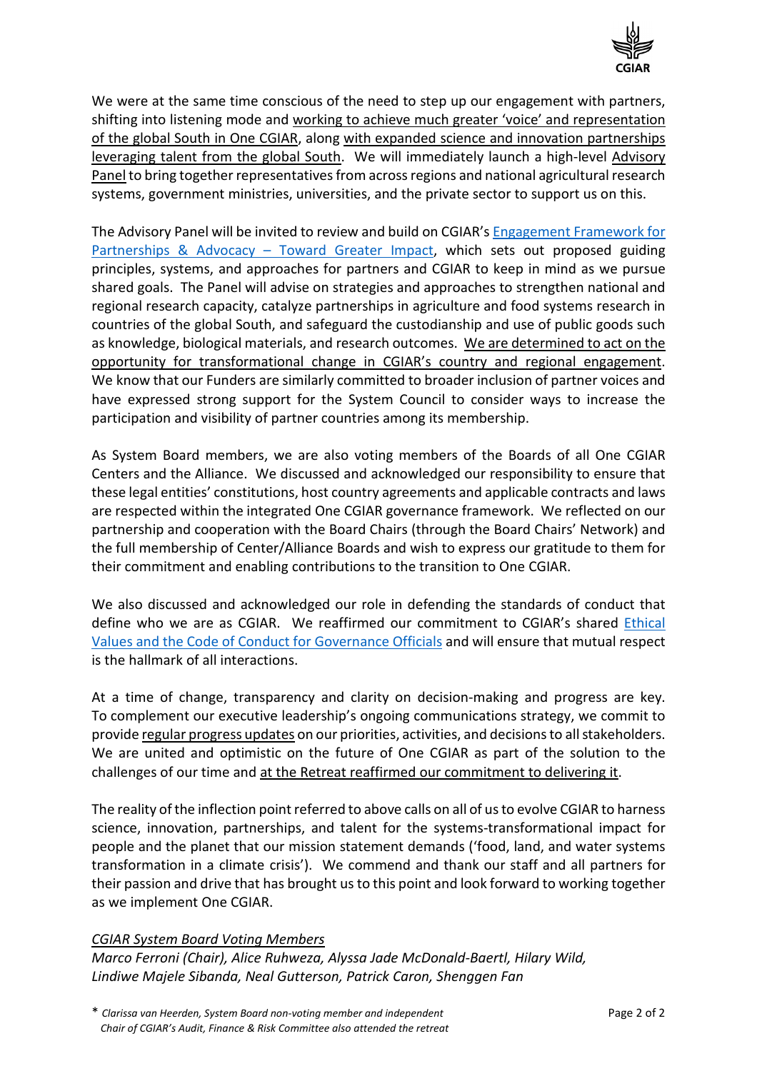We were at the same time conscious of the need to step up our engagement with partners, shifting into listening mode and working to achieve much greater 'voice' and representation of the global South in One CGIAR, along with expanded science and innovation partnerships leveraging talent from the global South. We will immediately launch a high-level Advisory Panel to bring together representatives from across regions and national agricultural research systems, government ministries, universities, and the private sector to support us on this.

The Advisory Panel will be invited to review and build on CGIAR's Engagement Framework for Partnerships & Advocacy – Toward Greater Impact, which sets out proposed guiding principles, systems, and approaches for partners and CGIAR to keep in mind as we pursue shared goals. The Panel will advise on strategies and approaches to strengthen national and regional research capacity, catalyze partnerships in agriculture and food systems research in countries of the global South, and safeguard the custodianship and use of public goods such as knowledge, biological materials, and research outcomes. We are determined to act on the opportunity for transformational change in CGIAR's country and regional engagement. We know that our Funders are similarly committed to broader inclusion of partner voices and have expressed strong support for the System Council to consider ways to increase the participation and visibility of partner countries among its membership.

As System Board members, we are also voting members of the Boards of all One CGIAR Centers and the Alliance. We discussed and acknowledged our responsibility to ensure that these legal entities' constitutions, host country agreements and applicable contracts and laws are respected within the integrated One CGIAR governance framework. We reflected on our partnership and cooperation with the Board Chairs (through the Board Chairs' Network) and the full membership of Center/Alliance Boards and wish to express our gratitude to them for their commitment and enabling contributions to the transition to One CGIAR.

We also discussed and acknowledged our role in defending the standards of conduct that define who we are as CGIAR. We reaffirmed our commitment to CGIAR's shared Ethical Values and the Code of Conduct for Governance Officials and will ensure that mutual respect is the hallmark of all interactions.

At a time of change, transparency and clarity on decision-making and progress are key. To complement our executive leadership's ongoing communications strategy, we commit to provide regular progress updates on our priorities, activities, and decisions to all stakeholders. We are united and optimistic on the future of One CGIAR as part of the solution to the challenges of our time and at the Retreat reaffirmed our commitment to delivering it.

The reality of the inflection point referred to above calls on all of us to evolve CGIAR to harness science, innovation, partnerships, and talent for the systems-transformational impact for people and the planet that our mission statement demands ('food, land, and water systems transformation in a climate crisis'). We commend and thank our staff and all partners for their passion and drive that has brought us to this point and look forward to working together as we implement One CGIAR.

*CGIAR System Board Voting Members*
*Marco Ferroni (Chair), Alice Ruhweza, Alyssa Jade McDonald-Baertl, Hilary Wild, Lindiwe Majele Sibanda, Neal Gutterson, Patrick Caron, Shenggen Fan*

\* *Clarissa van Heerden, System Board non-voting member and independent Chair of CGIAR's Audit, Finance & Risk Committee also attended the retreat*